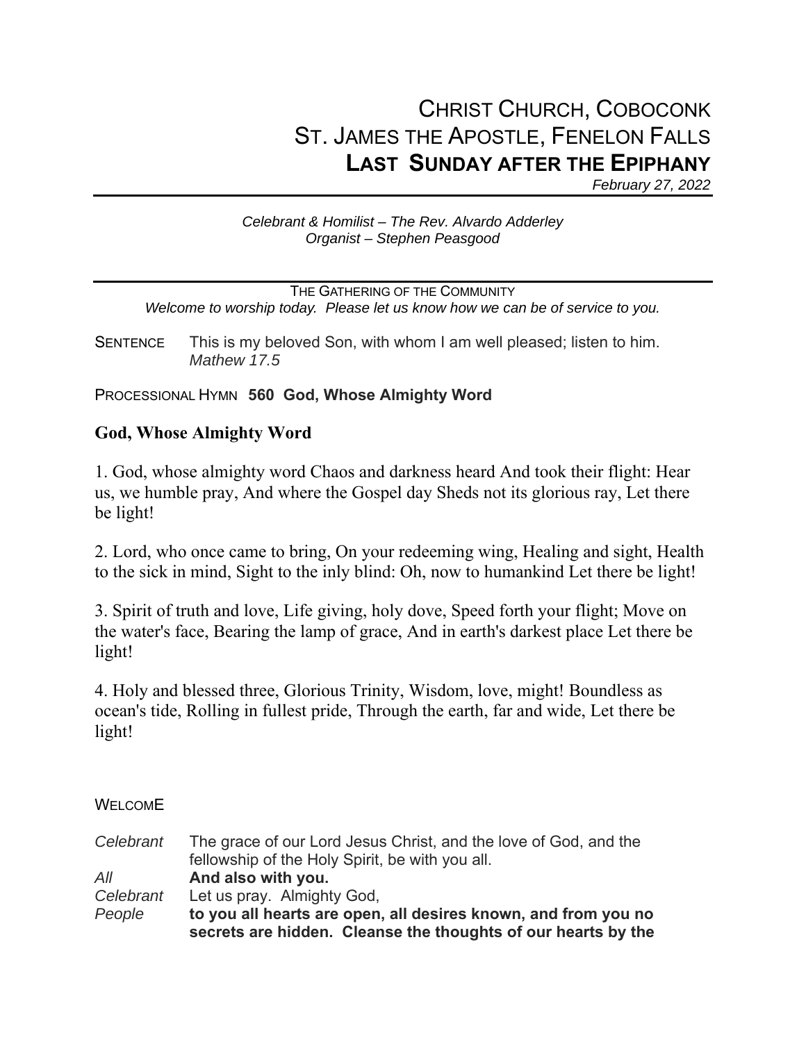# CHRIST CHURCH, COBOCONK
# ST. JAMES THE APOSTLE, FENELON FALLS
# LAST SUNDAY AFTER THE EPIPHANY

*February 27, 2022*

*Celebrant & Homilist – The Rev. Alvardo Adderley*
*Organist – Stephen Peasgood*

## THE GATHERING OF THE COMMUNITY

*Welcome to worship today. Please let us know how we can be of service to you.*

SENTENCE This is my beloved Son, with whom I am well pleased; listen to him. *Mathew 17.5*

PROCESSIONAL HYMN **560 God, Whose Almighty Word**

### God, Whose Almighty Word

1. God, whose almighty word Chaos and darkness heard And took their flight: Hear us, we humble pray, And where the Gospel day Sheds not its glorious ray, Let there be light!

2. Lord, who once came to bring, On your redeeming wing, Healing and sight, Health to the sick in mind, Sight to the inly blind: Oh, now to humankind Let there be light!

3. Spirit of truth and love, Life giving, holy dove, Speed forth your flight; Move on the water's face, Bearing the lamp of grace, And in earth's darkest place Let there be light!

4. Holy and blessed three, Glorious Trinity, Wisdom, love, might! Boundless as ocean's tide, Rolling in fullest pride, Through the earth, far and wide, Let there be light!

WELCOME

*Celebrant* The grace of our Lord Jesus Christ, and the love of God, and the fellowship of the Holy Spirit, be with you all.
*All* **And also with you.**
*Celebrant* Let us pray. Almighty God,
*People* **to you all hearts are open, all desires known, and from you no secrets are hidden. Cleanse the thoughts of our hearts by the**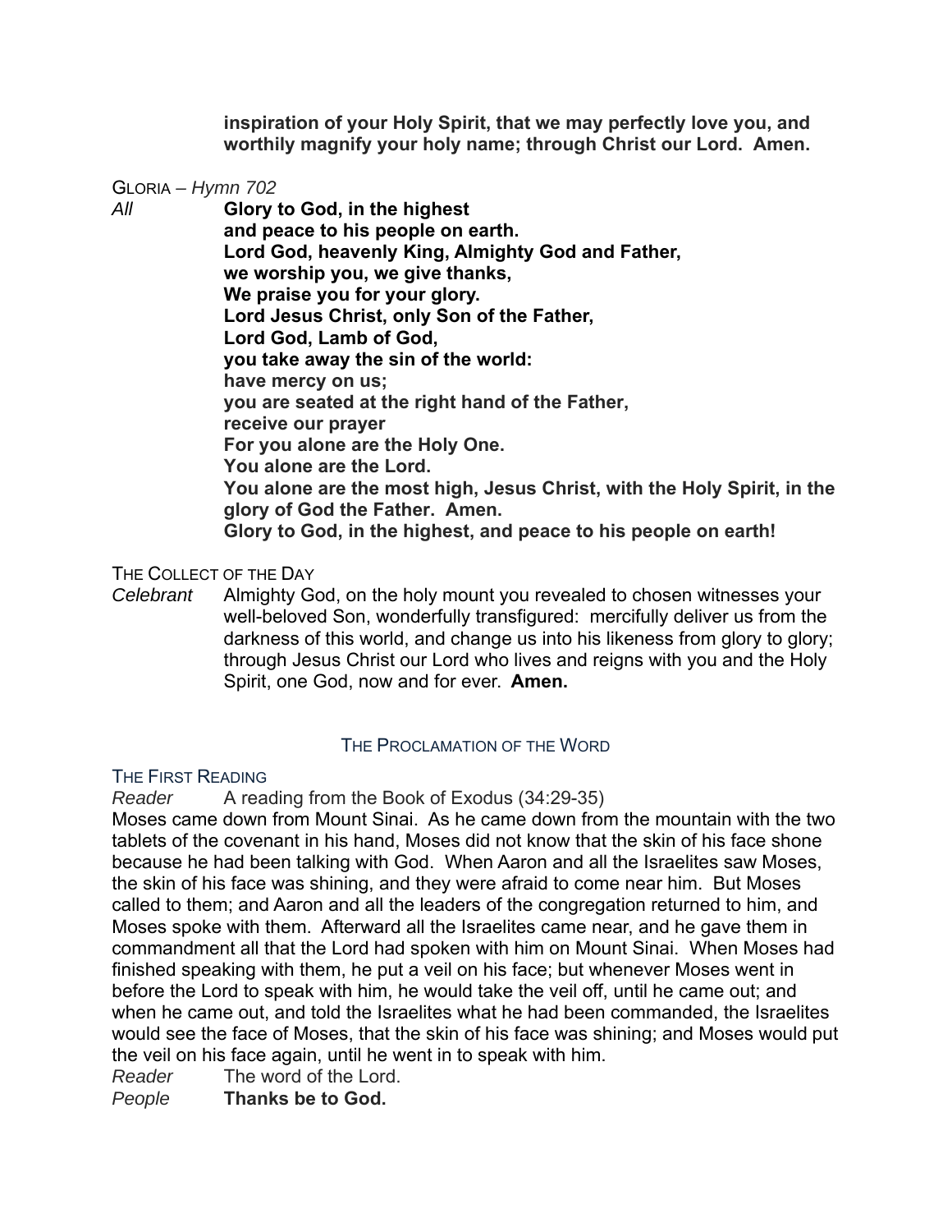**inspiration of your Holy Spirit, that we may perfectly love you, and worthily magnify your holy name; through Christ our Lord. Amen.**

GLORIA – *Hymn 702*

*All* **Glory to God, in the highest**
**and peace to his people on earth.**
**Lord God, heavenly King, Almighty God and Father,**
**we worship you, we give thanks,**
**We praise you for your glory.**
**Lord Jesus Christ, only Son of the Father,**
**Lord God, Lamb of God,**
**you take away the sin of the world:**
**have mercy on us;**
**you are seated at the right hand of the Father,**
**receive our prayer**
**For you alone are the Holy One.**
**You alone are the Lord.**
**You alone are the most high, Jesus Christ, with the Holy Spirit, in the glory of God the Father. Amen.**
**Glory to God, in the highest, and peace to his people on earth!**

THE COLLECT OF THE DAY

*Celebrant* Almighty God, on the holy mount you revealed to chosen witnesses your well-beloved Son, wonderfully transfigured: mercifully deliver us from the darkness of this world, and change us into his likeness from glory to glory; through Jesus Christ our Lord who lives and reigns with you and the Holy Spirit, one God, now and for ever. **Amen.**

## THE PROCLAMATION OF THE WORD

THE FIRST READING

*Reader* A reading from the Book of Exodus (34:29-35)

Moses came down from Mount Sinai. As he came down from the mountain with the two tablets of the covenant in his hand, Moses did not know that the skin of his face shone because he had been talking with God. When Aaron and all the Israelites saw Moses, the skin of his face was shining, and they were afraid to come near him. But Moses called to them; and Aaron and all the leaders of the congregation returned to him, and Moses spoke with them. Afterward all the Israelites came near, and he gave them in commandment all that the Lord had spoken with him on Mount Sinai. When Moses had finished speaking with them, he put a veil on his face; but whenever Moses went in before the Lord to speak with him, he would take the veil off, until he came out; and when he came out, and told the Israelites what he had been commanded, the Israelites would see the face of Moses, that the skin of his face was shining; and Moses would put the veil on his face again, until he went in to speak with him.

*Reader* The word of the Lord.
*People* **Thanks be to God.**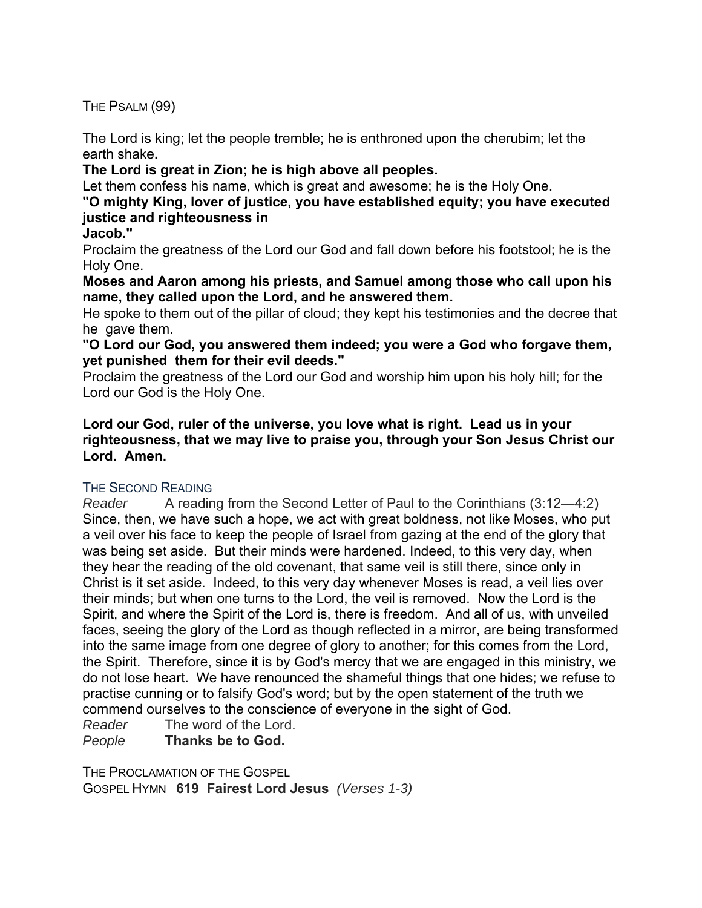THE PSALM (99)

The Lord is king; let the people tremble; he is enthroned upon the cherubim; let the earth shake**.**

**The Lord is great in Zion; he is high above all peoples.**

Let them confess his name, which is great and awesome; he is the Holy One.

**"O mighty King, lover of justice, you have established equity; you have executed justice and righteousness in Jacob."**

Proclaim the greatness of the Lord our God and fall down before his footstool; he is the Holy One.

**Moses and Aaron among his priests, and Samuel among those who call upon his name, they called upon the Lord, and he answered them.**

He spoke to them out of the pillar of cloud; they kept his testimonies and the decree that he gave them.

**"O Lord our God, you answered them indeed; you were a God who forgave them, yet punished them for their evil deeds."**

Proclaim the greatness of the Lord our God and worship him upon his holy hill; for the Lord our God is the Holy One.

**Lord our God, ruler of the universe, you love what is right. Lead us in your righteousness, that we may live to praise you, through your Son Jesus Christ our Lord. Amen.**

THE SECOND READING

*Reader* A reading from the Second Letter of Paul to the Corinthians (3:12—4:2)

Since, then, we have such a hope, we act with great boldness, not like Moses, who put a veil over his face to keep the people of Israel from gazing at the end of the glory that was being set aside. But their minds were hardened. Indeed, to this very day, when they hear the reading of the old covenant, that same veil is still there, since only in Christ is it set aside. Indeed, to this very day whenever Moses is read, a veil lies over their minds; but when one turns to the Lord, the veil is removed. Now the Lord is the Spirit, and where the Spirit of the Lord is, there is freedom. And all of us, with unveiled faces, seeing the glory of the Lord as though reflected in a mirror, are being transformed into the same image from one degree of glory to another; for this comes from the Lord, the Spirit. Therefore, since it is by God's mercy that we are engaged in this ministry, we do not lose heart. We have renounced the shameful things that one hides; we refuse to practise cunning or to falsify God's word; but by the open statement of the truth we commend ourselves to the conscience of everyone in the sight of God.

*Reader* The word of the Lord.

*People* **Thanks be to God.**

THE PROCLAMATION OF THE GOSPEL

GOSPEL HYMN **619 Fairest Lord Jesus** *(Verses 1-3)*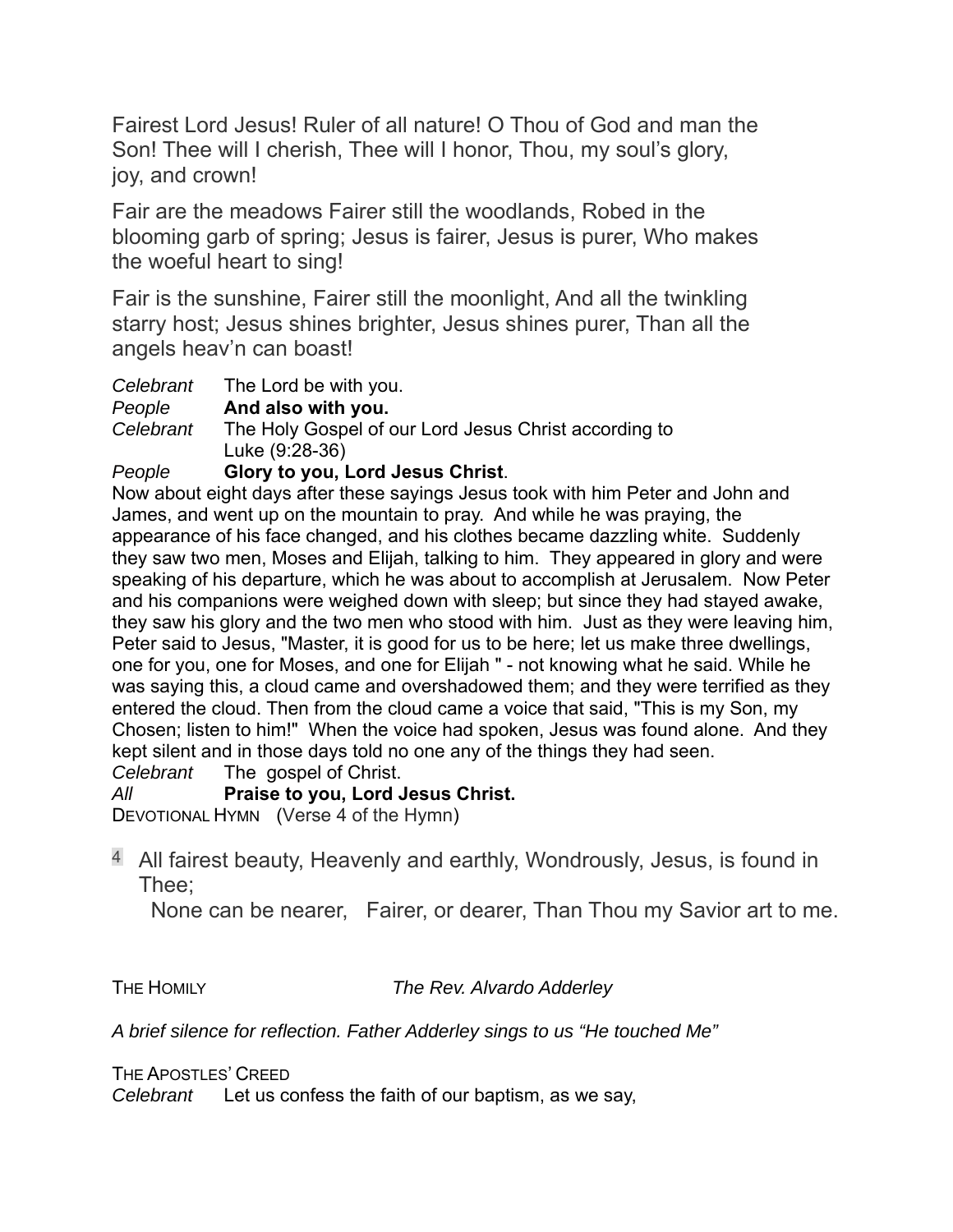Fairest Lord Jesus! Ruler of all nature! O Thou of God and man the Son! Thee will I cherish, Thee will I honor, Thou, my soul's glory, joy, and crown!

Fair are the meadows Fairer still the woodlands, Robed in the blooming garb of spring; Jesus is fairer, Jesus is purer, Who makes the woeful heart to sing!

Fair is the sunshine, Fairer still the moonlight, And all the twinkling starry host; Jesus shines brighter, Jesus shines purer, Than all the angels heav'n can boast!

*Celebrant* The Lord be with you.
*People* **And also with you.**
*Celebrant* The Holy Gospel of our Lord Jesus Christ according to Luke (9:28-36)
*People* **Glory to you, Lord Jesus Christ**.

Now about eight days after these sayings Jesus took with him Peter and John and James, and went up on the mountain to pray. And while he was praying, the appearance of his face changed, and his clothes became dazzling white. Suddenly they saw two men, Moses and Elijah, talking to him. They appeared in glory and were speaking of his departure, which he was about to accomplish at Jerusalem. Now Peter and his companions were weighed down with sleep; but since they had stayed awake, they saw his glory and the two men who stood with him. Just as they were leaving him, Peter said to Jesus, "Master, it is good for us to be here; let us make three dwellings, one for you, one for Moses, and one for Elijah " - not knowing what he said. While he was saying this, a cloud came and overshadowed them; and they were terrified as they entered the cloud. Then from the cloud came a voice that said, "This is my Son, my Chosen; listen to him!" When the voice had spoken, Jesus was found alone. And they kept silent and in those days told no one any of the things they had seen.

*Celebrant* The gospel of Christ.
*All* **Praise to you, Lord Jesus Christ.**

DEVOTIONAL HYMN (Verse 4 of the Hymn)

4 All fairest beauty, Heavenly and earthly, Wondrously, Jesus, is found in Thee;
None can be nearer, Fairer, or dearer, Than Thou my Savior art to me.

THE HOMILY *The Rev. Alvardo Adderley*

*A brief silence for reflection. Father Adderley sings to us "He touched Me"*

THE APOSTLES' CREED

*Celebrant* Let us confess the faith of our baptism, as we say,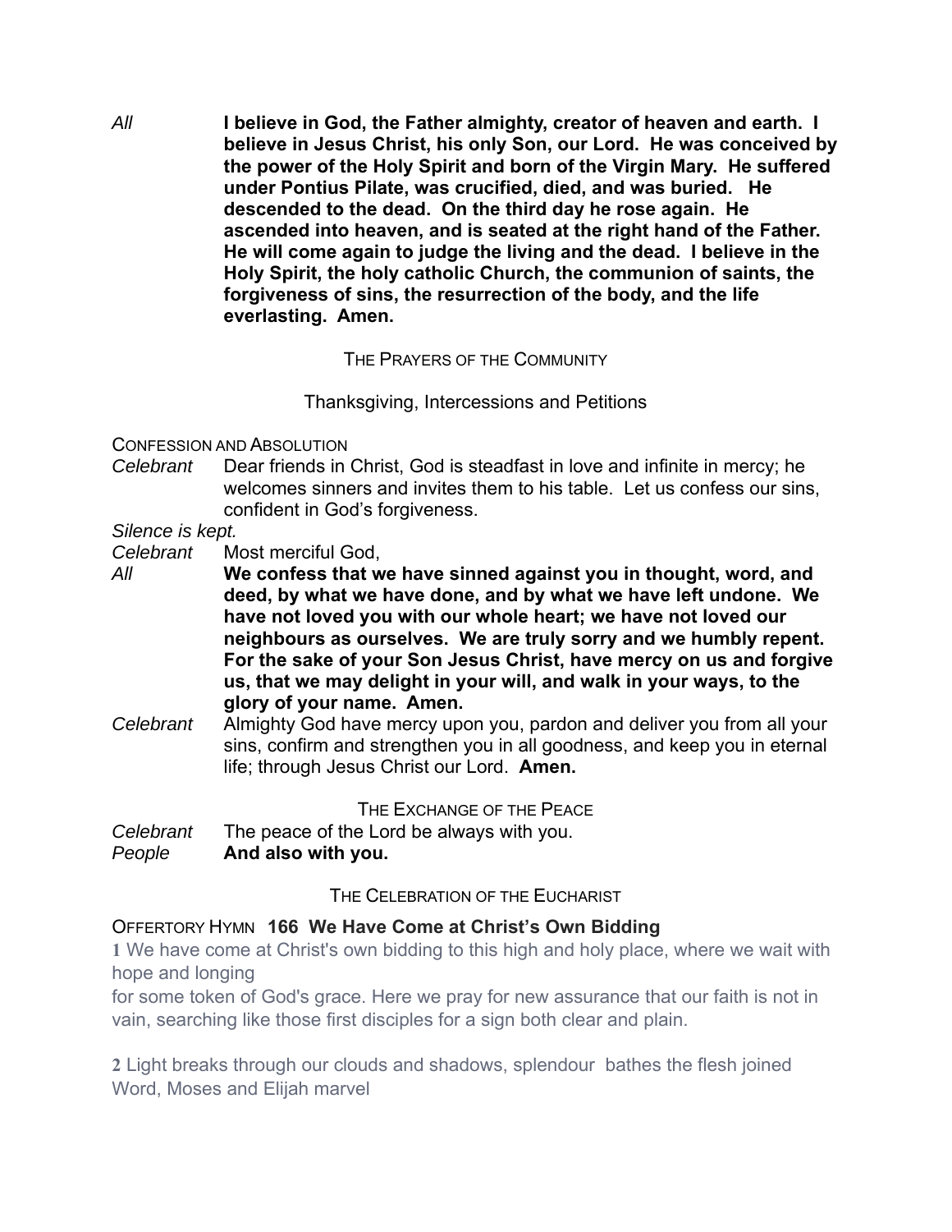*All* **I believe in God, the Father almighty, creator of heaven and earth. I believe in Jesus Christ, his only Son, our Lord. He was conceived by the power of the Holy Spirit and born of the Virgin Mary. He suffered under Pontius Pilate, was crucified, died, and was buried. He descended to the dead. On the third day he rose again. He ascended into heaven, and is seated at the right hand of the Father. He will come again to judge the living and the dead. I believe in the Holy Spirit, the holy catholic Church, the communion of saints, the forgiveness of sins, the resurrection of the body, and the life everlasting. Amen.**

## THE PRAYERS OF THE COMMUNITY

Thanksgiving, Intercessions and Petitions

### CONFESSION AND ABSOLUTION

*Celebrant* Dear friends in Christ, God is steadfast in love and infinite in mercy; he welcomes sinners and invites them to his table. Let us confess our sins, confident in God's forgiveness.

*Silence is kept.*

*Celebrant* Most merciful God,

*All* **We confess that we have sinned against you in thought, word, and deed, by what we have done, and by what we have left undone. We have not loved you with our whole heart; we have not loved our neighbours as ourselves. We are truly sorry and we humbly repent. For the sake of your Son Jesus Christ, have mercy on us and forgive us, that we may delight in your will, and walk in your ways, to the glory of your name. Amen.**

*Celebrant* Almighty God have mercy upon you, pardon and deliver you from all your sins, confirm and strengthen you in all goodness, and keep you in eternal life; through Jesus Christ our Lord. **Amen.**

## THE EXCHANGE OF THE PEACE

*Celebrant* The peace of the Lord be always with you.
*People* **And also with you.**

## THE CELEBRATION OF THE EUCHARIST

### OFFERTORY HYMN **166 We Have Come at Christ's Own Bidding**

**1** We have come at Christ's own bidding to this high and holy place, where we wait with hope and longing
for some token of God's grace. Here we pray for new assurance that our faith is not in vain, searching like those first disciples for a sign both clear and plain.

**2** Light breaks through our clouds and shadows, splendour bathes the flesh joined Word, Moses and Elijah marvel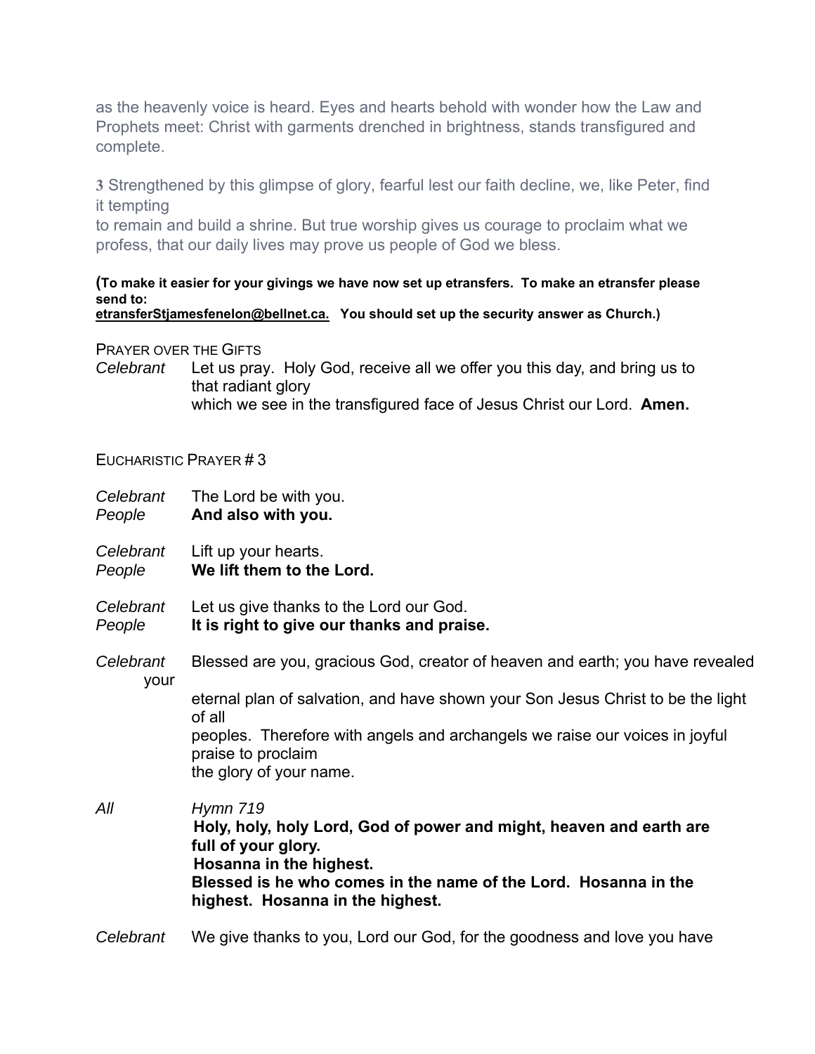as the heavenly voice is heard. Eyes and hearts behold with wonder how the Law and Prophets meet: Christ with garments drenched in brightness, stands transfigured and complete.

3 Strengthened by this glimpse of glory, fearful lest our faith decline, we, like Peter, find it tempting
to remain and build a shrine. But true worship gives us courage to proclaim what we profess, that our daily lives may prove us people of God we bless.

**(To make it easier for your givings we have now set up etransfers. To make an etransfer please send to:**
**etransferStjamesfenelon@bellnet.ca. You should set up the security answer as Church.)**

PRAYER OVER THE GIFTS

*Celebrant* Let us pray. Holy God, receive all we offer you this day, and bring us to that radiant glory
which we see in the transfigured face of Jesus Christ our Lord. **Amen.**

EUCHARISTIC PRAYER # 3

*Celebrant* The Lord be with you.
*People* **And also with you.**

*Celebrant* Lift up your hearts.
*People* **We lift them to the Lord.**

*Celebrant* Let us give thanks to the Lord our God.
*People* **It is right to give our thanks and praise.**

*Celebrant* Blessed are you, gracious God, creator of heaven and earth; you have revealed your
eternal plan of salvation, and have shown your Son Jesus Christ to be the light of all
peoples. Therefore with angels and archangels we raise our voices in joyful praise to proclaim
the glory of your name.

*All* *Hymn 719*
**Holy, holy, holy Lord, God of power and might, heaven and earth are full of your glory.**
**Hosanna in the highest.**
**Blessed is he who comes in the name of the Lord. Hosanna in the highest. Hosanna in the highest.**

*Celebrant* We give thanks to you, Lord our God, for the goodness and love you have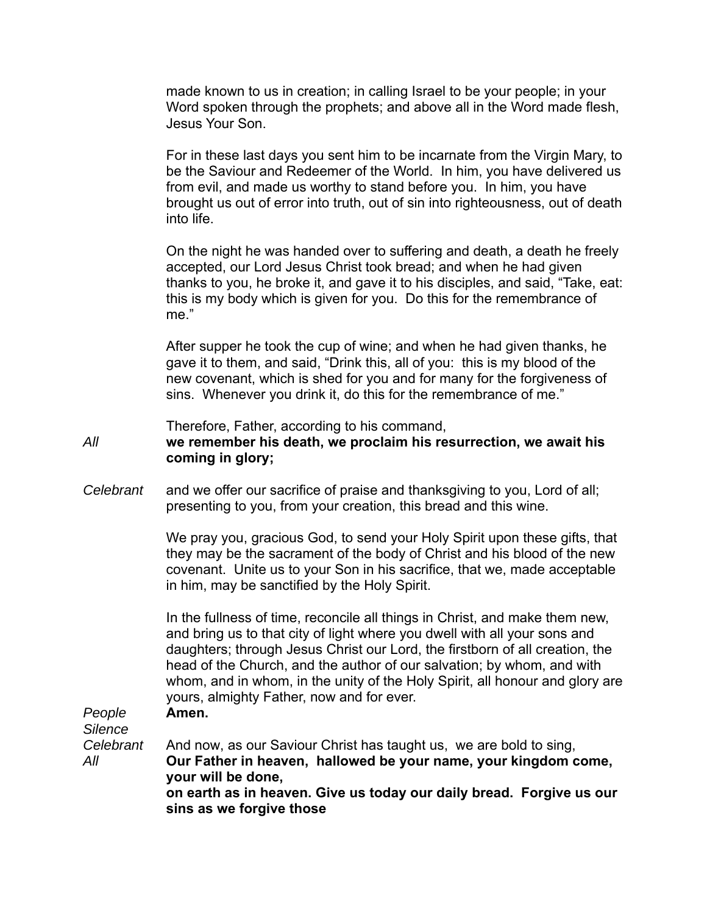made known to us in creation; in calling Israel to be your people; in your Word spoken through the prophets; and above all in the Word made flesh, Jesus Your Son.

For in these last days you sent him to be incarnate from the Virgin Mary, to be the Saviour and Redeemer of the World. In him, you have delivered us from evil, and made us worthy to stand before you. In him, you have brought us out of error into truth, out of sin into righteousness, out of death into life.

On the night he was handed over to suffering and death, a death he freely accepted, our Lord Jesus Christ took bread; and when he had given thanks to you, he broke it, and gave it to his disciples, and said, "Take, eat: this is my body which is given for you. Do this for the remembrance of me."

After supper he took the cup of wine; and when he had given thanks, he gave it to them, and said, "Drink this, all of you: this is my blood of the new covenant, which is shed for you and for many for the forgiveness of sins. Whenever you drink it, do this for the remembrance of me."

Therefore, Father, according to his command,

*All* **we remember his death, we proclaim his resurrection, we await his coming in glory;**

*Celebrant* and we offer our sacrifice of praise and thanksgiving to you, Lord of all; presenting to you, from your creation, this bread and this wine.

We pray you, gracious God, to send your Holy Spirit upon these gifts, that they may be the sacrament of the body of Christ and his blood of the new covenant. Unite us to your Son in his sacrifice, that we, made acceptable in him, may be sanctified by the Holy Spirit.

In the fullness of time, reconcile all things in Christ, and make them new, and bring us to that city of light where you dwell with all your sons and daughters; through Jesus Christ our Lord, the firstborn of all creation, the head of the Church, and the author of our salvation; by whom, and with whom, and in whom, in the unity of the Holy Spirit, all honour and glory are yours, almighty Father, now and for ever.

*People* **Amen.**

*Silence*

*Celebrant* And now, as our Saviour Christ has taught us, we are bold to sing,

*All* **Our Father in heaven, hallowed be your name, your kingdom come, your will be done,**
**on earth as in heaven. Give us today our daily bread. Forgive us our sins as we forgive those**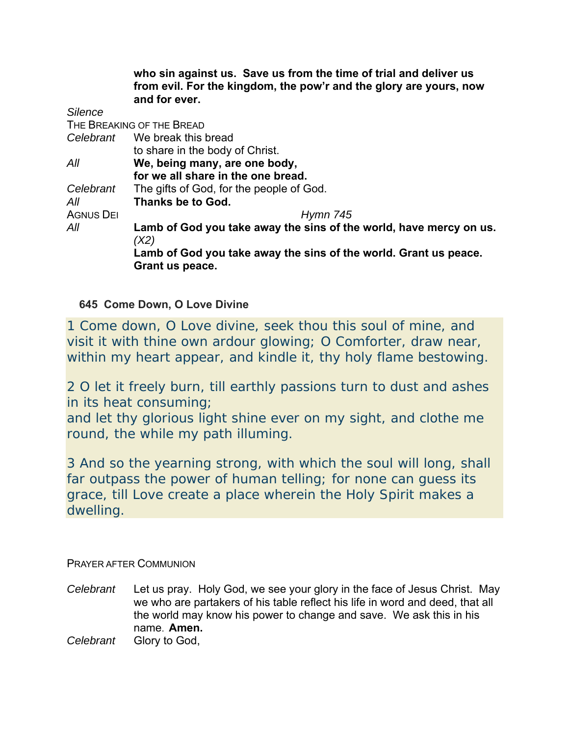**who sin against us. Save us from the time of trial and deliver us from evil. For the kingdom, the pow'r and the glory are yours, now and for ever.**

*Silence*

THE BREAKING OF THE BREAD

*Celebrant* We break this bread
to share in the body of Christ.

*All* **We, being many, are one body,
for we all share in the one bread.**

*Celebrant* The gifts of God, for the people of God.

*All* **Thanks be to God.**

AGNUS DEI *Hymn 745*

*All* **Lamb of God you take away the sins of the world, have mercy on us.** *(X2)*
**Lamb of God you take away the sins of the world. Grant us peace. Grant us peace.**

**645 Come Down, O Love Divine**

1 Come down, O Love divine, seek thou this soul of mine, and visit it with thine own ardour glowing; O Comforter, draw near, within my heart appear, and kindle it, thy holy flame bestowing.

2 O let it freely burn, till earthly passions turn to dust and ashes in its heat consuming;
and let thy glorious light shine ever on my sight, and clothe me round, the while my path illuming.

3 And so the yearning strong, with which the soul will long, shall far outpass the power of human telling; for none can guess its grace, till Love create a place wherein the Holy Spirit makes a dwelling.

PRAYER AFTER COMMUNION

*Celebrant* Let us pray. Holy God, we see your glory in the face of Jesus Christ. May we who are partakers of his table reflect his life in word and deed, that all the world may know his power to change and save. We ask this in his name. **Amen.**

*Celebrant* Glory to God,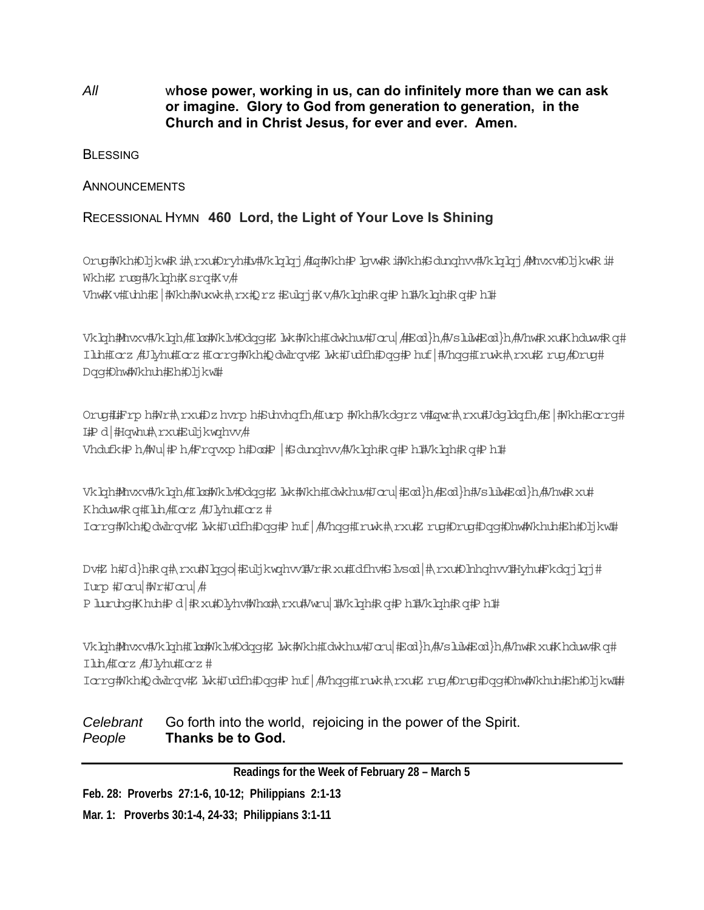*All* **whose power, working in us, can do infinitely more than we can ask or imagine. Glory to God from generation to generation, in the Church and in Christ Jesus, for ever and ever. Amen.**

BLESSING

ANNOUNCEMENTS

RECESSIONAL HYMN **460 Lord, the Light of Your Love Is Shining**

Orug#Wkh#Oljkw#Ri#\rxu#Oryh#Lv#Vklqlqj/#Lq#Wkh#Plgvw#Ri#Wkh#Gdunqhvv#Vklqlqj/#Mhvxv#Oljkw#Ri#Wkh#Zruog#Vklqh#Xsrq#Xv/#
Vhw#Xv#Iuhh#E|#Wkh#Wuxwk#\rx#Qrz#Eulqj#Xv/#Vklqh#Rq#Ph1#Vklqh#Rq#Ph1#

Vklqh/#Mhvxv/#Vklqh/#Iloo#Wklv#Odqg#Zlwk#Wkh#Idwkhuv#Jorj|/#Eod}h/#Vslulw#Eod}h/#Vhw#Rxu#Khduwv#Rq#Iluh#Iorz/#Ulyhu#Iorz#Iorrg#Wkh#Qdwlrqv#Zlwk#Judfh#Dqg#Phuf|#Vhqg#Iruwk#\rxu#Zrug/#Orug#Dqg#Ohw#Wkhuh#Eh#Oljkw1#

Orug#L#Frph#Wr#\rxu#Dzhvrph#Suhvhqfh/#Iurp#Wkh#Vkdgrzv#Lqwr#\rxu#Udgldqfh/#E|#Wkh#Eorrg#L#Pd|#Hqwhu#\rxu#Euljkwqhvv/#
Vhdufk#Ph/#Wu|#Ph/#Frqvxph#Doo#P|#Gdunqhvv/#Vklqh#Rq#Ph1#Vklqh#Rq#Ph1#

Vklqh/#Mhvxv/#Vklqh/#Iloo#Wklv#Odqg#Zlwk#Wkh#Idwkhuv#Jorj|#Eod}h/#Eod}h#Vslulw#Eod}h/#Vhw#Rxu#Khduwv#Rq#Iluh/#Iorz/#Ulyhu#Iorz#
Iorrg#Wkh#Qdwlrqv#Zlwk#Judfh#Dqg#Phuf|/#Vhqg#Iruwk#\rxu#Zrug#Orug#Dqg#Ohw#Wkhuh#Eh#Oljkw1#

Dv#Zh#Jd}h#Rq#\rxu#Nlqgo|#Euljkwqhvv1#Vr#Rxu#Idfhv#Glvsod|#\rxu#Olnhqhvv1#Hyhu#Fkdqjlqj#Iurp#Jorj|#Wr#Jorj|/#
Pluuruhg#Khuh#Pd|#Rxu#Olyhv#Whoo#\rxu#Vwru|1#Vklqh#Rq#Ph1#Vklqh#Rq#Ph1#

Vklqh/#Mhvxv/#Vklqh/#Iloo#Wklv#Odqg#Zlwk#Wkh#Idwkhuv#Jorj|#Eod}h/#Vslulw#Eod}h/#Vhw#Rxu#Khduwv#Rq#Iluh/#Iorz/#Ulyhu#Iorz#
Iorrg#Wkh#Qdwlrqv#Zlwk#Judfh#Dqg#Phuf|/#Vhqg#Iruwk#\rxu#Zrug/#Orug#Dqg#Ohw#Wkhuh#Eh#Oljkw1#

*Celebrant* Go forth into the world, rejoicing in the power of the Spirit.
*People* **Thanks be to God.**

---

**Readings for the Week of February 28 – March 5**

**Feb. 28: Proverbs 27:1-6, 10-12; Philippians 2:1-13**

**Mar. 1: Proverbs 30:1-4, 24-33; Philippians 3:1-11**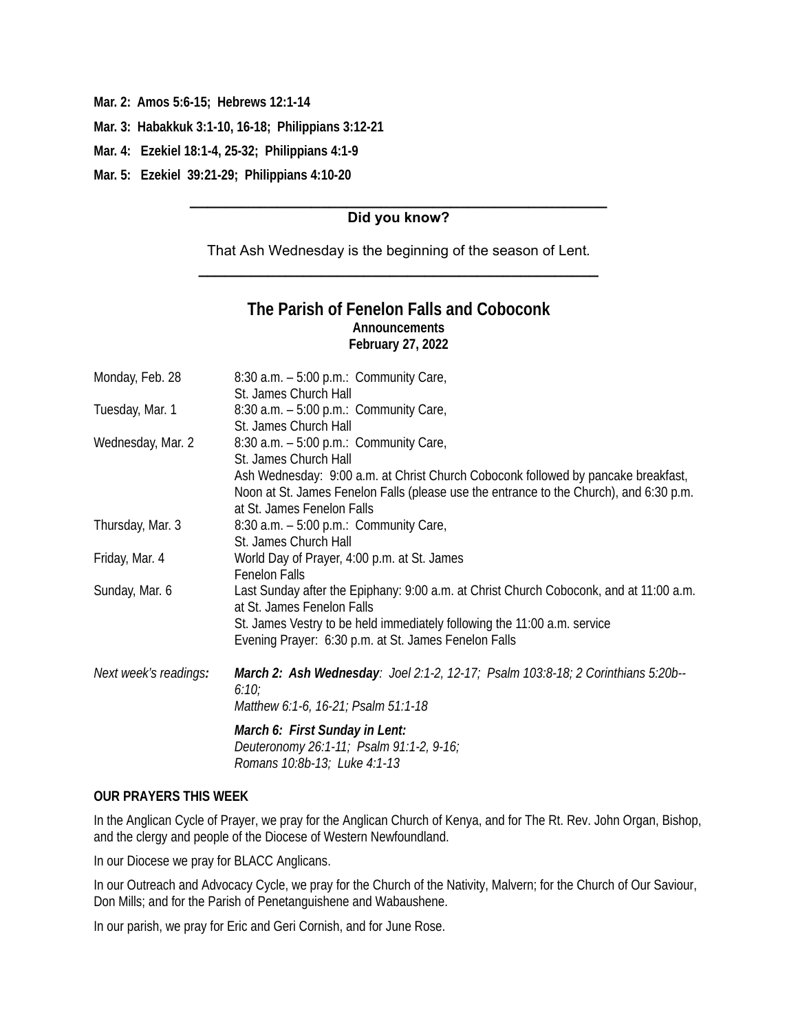**Mar. 2: Amos 5:6-15; Hebrews 12:1-14**

**Mar. 3: Habakkuk 3:1-10, 16-18; Philippians 3:12-21**

**Mar. 4: Ezekiel 18:1-4, 25-32; Philippians 4:1-9**

**Mar. 5: Ezekiel 39:21-29; Philippians 4:10-20**

---

**Did you know?**

That Ash Wednesday is the beginning of the season of Lent.

---

## The Parish of Fenelon Falls and Coboconk

**Announcements**
**February 27, 2022**

| | |
|---|---|
| Monday, Feb. 28 | 8:30 a.m. – 5:00 p.m.: Community Care, St. James Church Hall |
| Tuesday, Mar. 1 | 8:30 a.m. – 5:00 p.m.: Community Care, St. James Church Hall |
| Wednesday, Mar. 2 | 8:30 a.m. – 5:00 p.m.: Community Care, St. James Church Hall<br>Ash Wednesday: 9:00 a.m. at Christ Church Coboconk followed by pancake breakfast, Noon at St. James Fenelon Falls (please use the entrance to the Church), and 6:30 p.m. at St. James Fenelon Falls |
| Thursday, Mar. 3 | 8:30 a.m. – 5:00 p.m.: Community Care, St. James Church Hall |
| Friday, Mar. 4 | World Day of Prayer, 4:00 p.m. at St. James Fenelon Falls |
| Sunday, Mar. 6 | Last Sunday after the Epiphany: 9:00 a.m. at Christ Church Coboconk, and at 11:00 a.m. at St. James Fenelon Falls<br>St. James Vestry to be held immediately following the 11:00 a.m. service<br>Evening Prayer: 6:30 p.m. at St. James Fenelon Falls |
| *Next week's readings:* | ***March 2: Ash Wednesday**: Joel 2:1-2, 12-17; Psalm 103:8-18; 2 Corinthians 5:20b--6:10; Matthew 6:1-6, 16-21; Psalm 51:1-18*<br>***March 6: First Sunday in Lent:** Deuteronomy 26:1-11; Psalm 91:1-2, 9-16; Romans 10:8b-13; Luke 4:1-13* |

**OUR PRAYERS THIS WEEK**

In the Anglican Cycle of Prayer, we pray for the Anglican Church of Kenya, and for The Rt. Rev. John Organ, Bishop, and the clergy and people of the Diocese of Western Newfoundland.

In our Diocese we pray for BLACC Anglicans.

In our Outreach and Advocacy Cycle, we pray for the Church of the Nativity, Malvern; for the Church of Our Saviour, Don Mills; and for the Parish of Penetanguishene and Wabaushene.

In our parish, we pray for Eric and Geri Cornish, and for June Rose.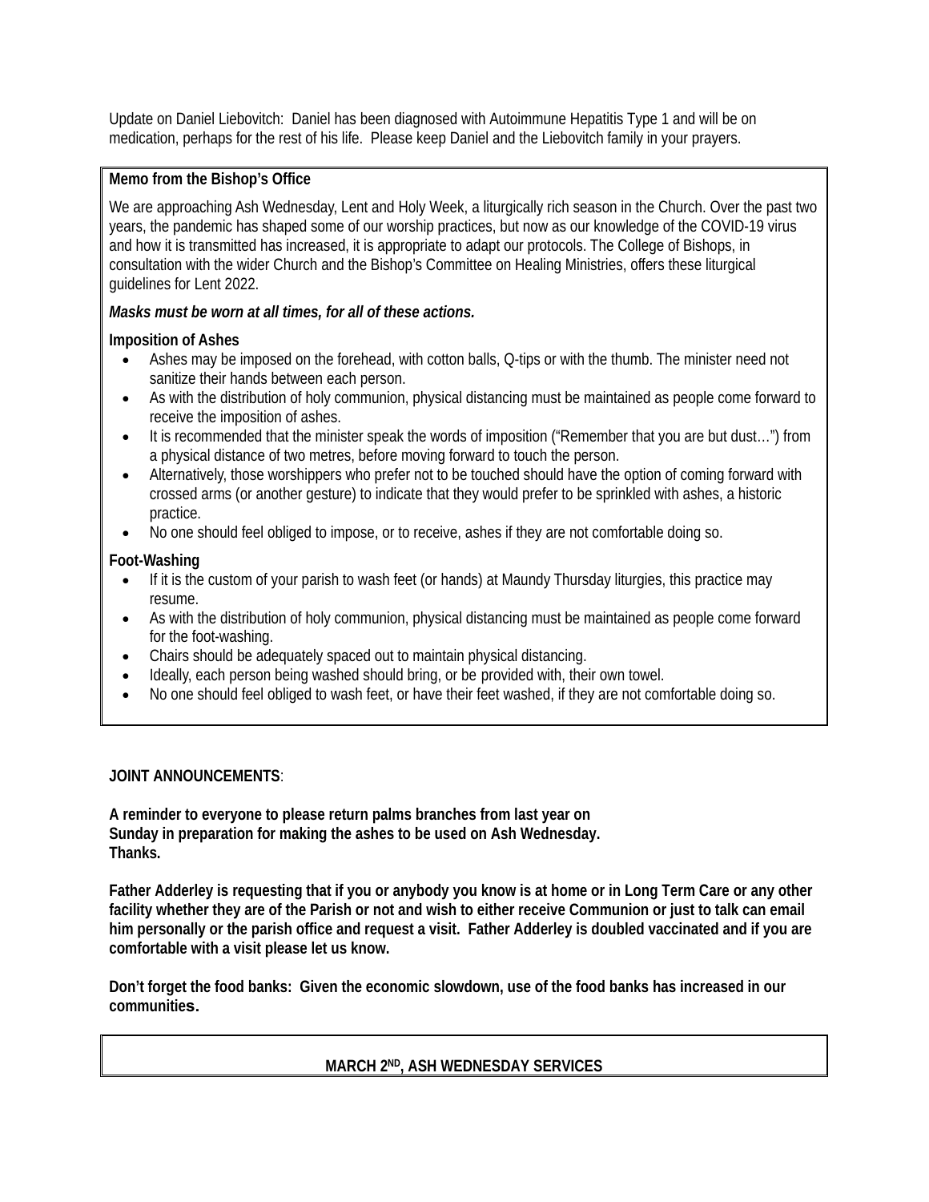Update on Daniel Liebovitch: Daniel has been diagnosed with Autoimmune Hepatitis Type 1 and will be on medication, perhaps for the rest of his life. Please keep Daniel and the Liebovitch family in your prayers.

**Memo from the Bishop's Office**

We are approaching Ash Wednesday, Lent and Holy Week, a liturgically rich season in the Church. Over the past two years, the pandemic has shaped some of our worship practices, but now as our knowledge of the COVID-19 virus and how it is transmitted has increased, it is appropriate to adapt our protocols. The College of Bishops, in consultation with the wider Church and the Bishop's Committee on Healing Ministries, offers these liturgical guidelines for Lent 2022.

***Masks must be worn at all times, for all of these actions.***

**Imposition of Ashes**

- Ashes may be imposed on the forehead, with cotton balls, Q-tips or with the thumb. The minister need not sanitize their hands between each person.
- As with the distribution of holy communion, physical distancing must be maintained as people come forward to receive the imposition of ashes.
- It is recommended that the minister speak the words of imposition ("Remember that you are but dust…") from a physical distance of two metres, before moving forward to touch the person.
- Alternatively, those worshippers who prefer not to be touched should have the option of coming forward with crossed arms (or another gesture) to indicate that they would prefer to be sprinkled with ashes, a historic practice.
- No one should feel obliged to impose, or to receive, ashes if they are not comfortable doing so.

**Foot-Washing**

- If it is the custom of your parish to wash feet (or hands) at Maundy Thursday liturgies, this practice may resume.
- As with the distribution of holy communion, physical distancing must be maintained as people come forward for the foot-washing.
- Chairs should be adequately spaced out to maintain physical distancing.
- Ideally, each person being washed should bring, or be provided with, their own towel.
- No one should feel obliged to wash feet, or have their feet washed, if they are not comfortable doing so.

**JOINT ANNOUNCEMENTS**:

**A reminder to everyone to please return palms branches from last year on Sunday in preparation for making the ashes to be used on Ash Wednesday. Thanks.**

**Father Adderley is requesting that if you or anybody you know is at home or in Long Term Care or any other facility whether they are of the Parish or not and wish to either receive Communion or just to talk can email him personally or the parish office and request a visit. Father Adderley is doubled vaccinated and if you are comfortable with a visit please let us know.**

**Don't forget the food banks: Given the economic slowdown, use of the food banks has increased in our communities.**

**MARCH 2ND, ASH WEDNESDAY SERVICES**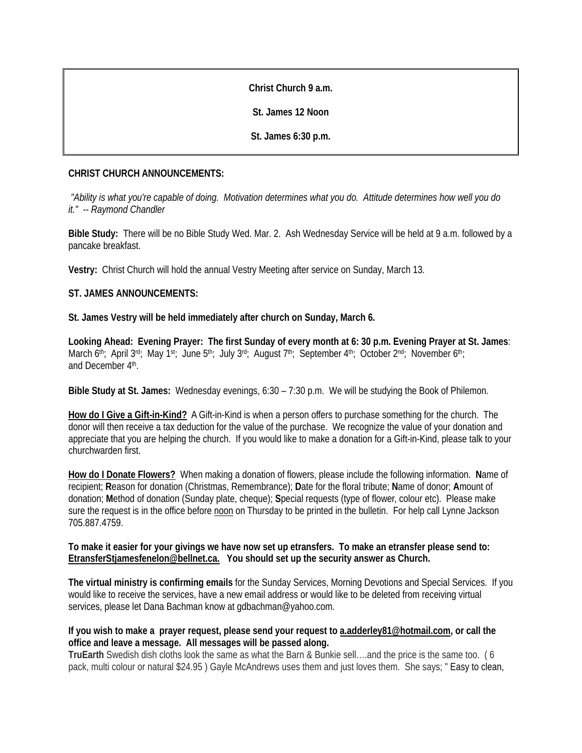**Christ Church 9 a.m.**

**St. James 12 Noon**

**St. James 6:30 p.m.**

**CHRIST CHURCH ANNOUNCEMENTS:**

*"Ability is what you're capable of doing. Motivation determines what you do. Attitude determines how well you do it." -- Raymond Chandler*

**Bible Study:** There will be no Bible Study Wed. Mar. 2. Ash Wednesday Service will be held at 9 a.m. followed by a pancake breakfast.

**Vestry:** Christ Church will hold the annual Vestry Meeting after service on Sunday, March 13.

**ST. JAMES ANNOUNCEMENTS:**

**St. James Vestry will be held immediately after church on Sunday, March 6.**

**Looking Ahead: Evening Prayer: The first Sunday of every month at 6: 30 p.m. Evening Prayer at St. James**: March 6th; April 3rd; May 1st; June 5th; July 3rd; August 7th; September 4th; October 2nd; November 6th; and December 4th.

**Bible Study at St. James:** Wednesday evenings, 6:30 – 7:30 p.m. We will be studying the Book of Philemon.

**How do I Give a Gift-in-Kind?** A Gift-in-Kind is when a person offers to purchase something for the church. The donor will then receive a tax deduction for the value of the purchase. We recognize the value of your donation and appreciate that you are helping the church. If you would like to make a donation for a Gift-in-Kind, please talk to your churchwarden first.

**How do I Donate Flowers?** When making a donation of flowers, please include the following information. **N**ame of recipient; **R**eason for donation (Christmas, Remembrance); **D**ate for the floral tribute; **N**ame of donor; **A**mount of donation; **M**ethod of donation (Sunday plate, cheque); **S**pecial requests (type of flower, colour etc). Please make sure the request is in the office before noon on Thursday to be printed in the bulletin. For help call Lynne Jackson 705.887.4759.

**To make it easier for your givings we have now set up etransfers. To make an etransfer please send to: EtransferStjamesfenelon@bellnet.ca. You should set up the security answer as Church.**

**The virtual ministry is confirming emails** for the Sunday Services, Morning Devotions and Special Services. If you would like to receive the services, have a new email address or would like to be deleted from receiving virtual services, please let Dana Bachman know at gdbachman@yahoo.com.

**If you wish to make a prayer request, please send your request to a.adderley81@hotmail.com, or call the office and leave a message. All messages will be passed along.**

**TruEarth** Swedish dish cloths look the same as what the Barn & Bunkie sell….and the price is the same too. ( 6 pack, multi colour or natural $24.95 ) Gayle McAndrews uses them and just loves them. She says; " Easy to clean,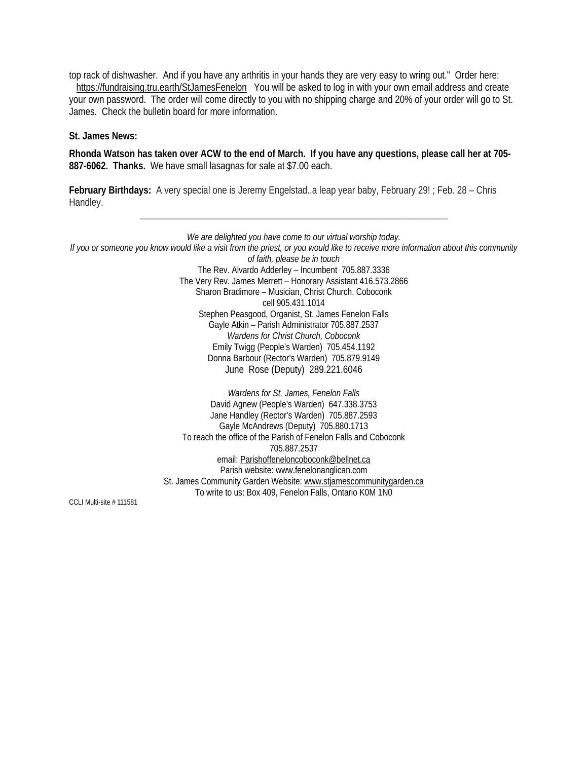top rack of dishwasher. And if you have any arthritis in your hands they are very easy to wring out." Order here: https://fundraising.tru.earth/StJamesFenelon You will be asked to log in with your own email address and create your own password. The order will come directly to you with no shipping charge and 20% of your order will go to St. James. Check the bulletin board for more information.

**St. James News:**

**Rhonda Watson has taken over ACW to the end of March. If you have any questions, please call her at 705-887-6062. Thanks.** We have small lasagnas for sale at $7.00 each.

**February Birthdays:** A very special one is Jeremy Engelstad..a leap year baby, February 29! ; Feb. 28 – Chris Handley.

---

*We are delighted you have come to our virtual worship today.*
*If you or someone you know would like a visit from the priest, or you would like to receive more information about this community of faith, please be in touch*

The Rev. Alvardo Adderley – Incumbent 705.887.3336
The Very Rev. James Merrett – Honorary Assistant 416.573.2866
Sharon Bradimore – Musician, Christ Church, Coboconk
cell 905.431.1014
Stephen Peasgood, Organist, St. James Fenelon Falls
Gayle Atkin – Parish Administrator 705.887.2537

*Wardens for Christ Church, Coboconk*
Emily Twigg (People's Warden) 705.454.1192
Donna Barbour (Rector's Warden) 705.879.9149
June Rose (Deputy) 289.221.6046

*Wardens for St. James, Fenelon Falls*
David Agnew (People's Warden) 647.338.3753
Jane Handley (Rector's Warden) 705.887.2593
Gayle McAndrews (Deputy) 705.880.1713

To reach the office of the Parish of Fenelon Falls and Coboconk
705.887.2537
email: Parishoffeneloncoboconk@bellnet.ca
Parish website: www.fenelonanglican.com
St. James Community Garden Website: www.stjamescommunitygarden.ca
To write to us: Box 409, Fenelon Falls, Ontario K0M 1N0

CCLI Multi-site # 111581